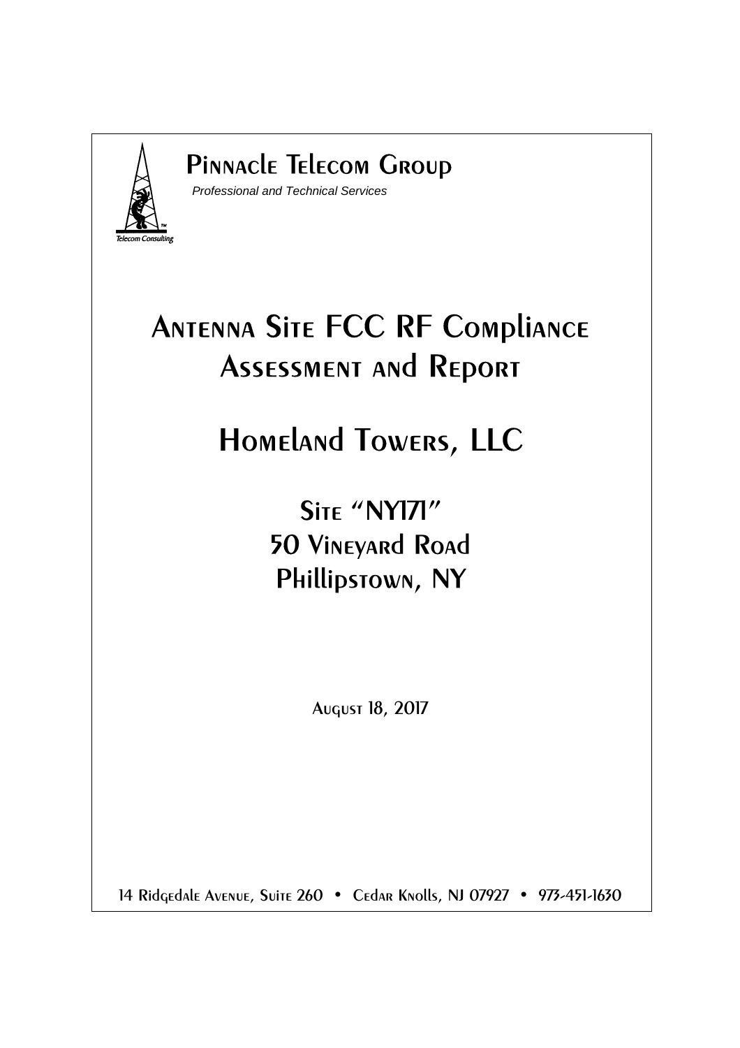# Pinnacle Telecom Group

*Professional and Technical Services*

Telecom Consulting

# Antenna Site FCC RF Compliance Assessment and Report

# Homeland Towers, LLC

## Site "NY171"
## 50 Vineyard Road
## Phillipstown, NY

August 18, 2017

14 Ridgedale Avenue, Suite 260 • Cedar Knolls, NJ 07927 • 973-451-1630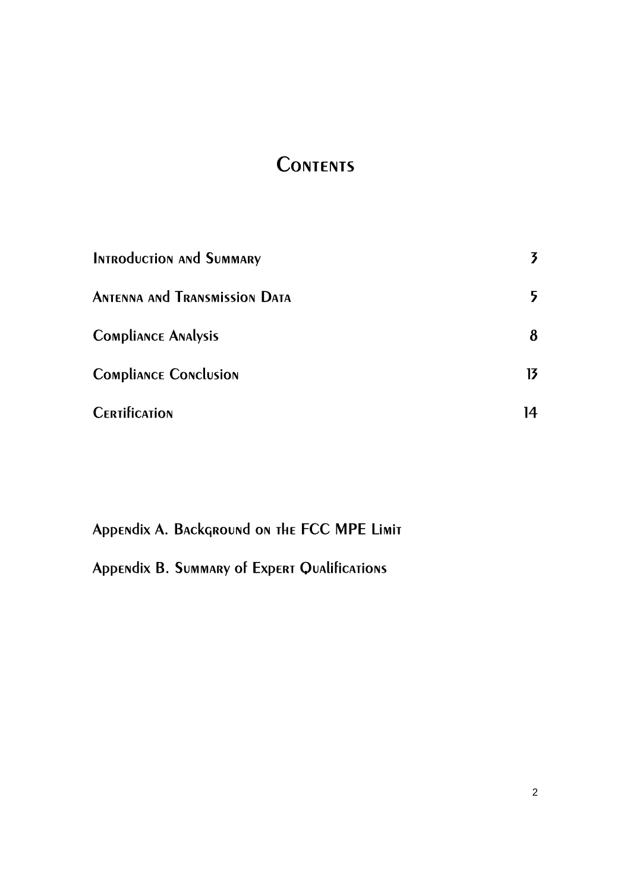# Contents

| | |
|---|---|
| Introduction and Summary | 3 |
| Antenna and Transmission Data | 5 |
| Compliance Analysis | 8 |
| Compliance Conclusion | 13 |
| Certification | 14 |

Appendix A. Background on the FCC MPE Limit

Appendix B. Summary of Expert Qualifications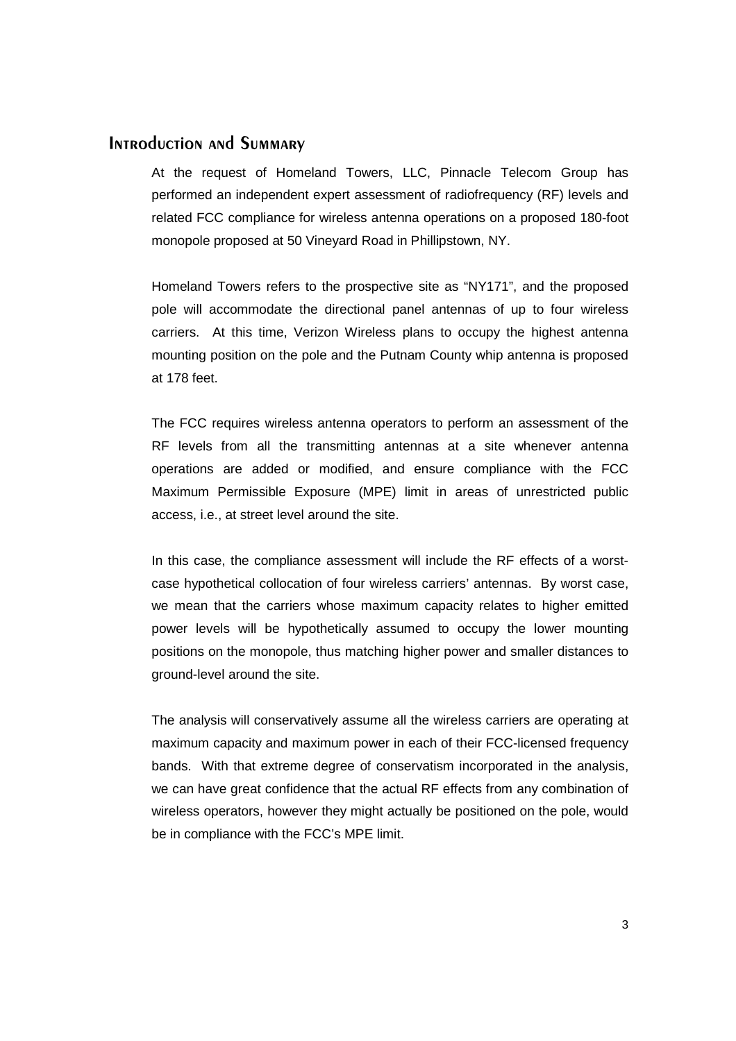## Introduction and Summary

At the request of Homeland Towers, LLC, Pinnacle Telecom Group has performed an independent expert assessment of radiofrequency (RF) levels and related FCC compliance for wireless antenna operations on a proposed 180-foot monopole proposed at 50 Vineyard Road in Phillipstown, NY.

Homeland Towers refers to the prospective site as "NY171", and the proposed pole will accommodate the directional panel antennas of up to four wireless carriers. At this time, Verizon Wireless plans to occupy the highest antenna mounting position on the pole and the Putnam County whip antenna is proposed at 178 feet.

The FCC requires wireless antenna operators to perform an assessment of the RF levels from all the transmitting antennas at a site whenever antenna operations are added or modified, and ensure compliance with the FCC Maximum Permissible Exposure (MPE) limit in areas of unrestricted public access, i.e., at street level around the site.

In this case, the compliance assessment will include the RF effects of a worst-case hypothetical collocation of four wireless carriers' antennas. By worst case, we mean that the carriers whose maximum capacity relates to higher emitted power levels will be hypothetically assumed to occupy the lower mounting positions on the monopole, thus matching higher power and smaller distances to ground-level around the site.

The analysis will conservatively assume all the wireless carriers are operating at maximum capacity and maximum power in each of their FCC-licensed frequency bands. With that extreme degree of conservatism incorporated in the analysis, we can have great confidence that the actual RF effects from any combination of wireless operators, however they might actually be positioned on the pole, would be in compliance with the FCC's MPE limit.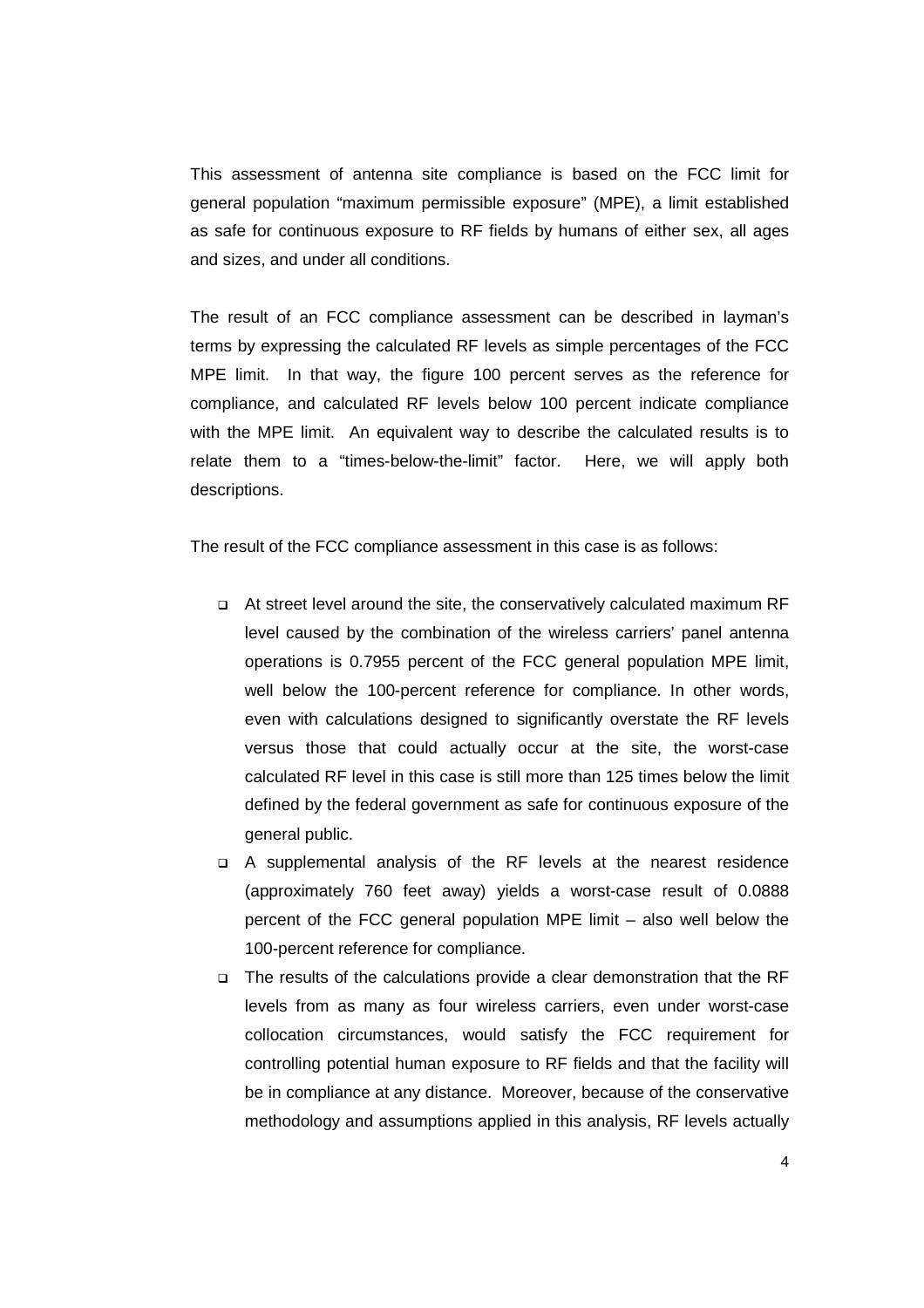This assessment of antenna site compliance is based on the FCC limit for general population "maximum permissible exposure" (MPE), a limit established as safe for continuous exposure to RF fields by humans of either sex, all ages and sizes, and under all conditions.

The result of an FCC compliance assessment can be described in layman's terms by expressing the calculated RF levels as simple percentages of the FCC MPE limit. In that way, the figure 100 percent serves as the reference for compliance, and calculated RF levels below 100 percent indicate compliance with the MPE limit. An equivalent way to describe the calculated results is to relate them to a "times-below-the-limit" factor. Here, we will apply both descriptions.

The result of the FCC compliance assessment in this case is as follows:

- At street level around the site, the conservatively calculated maximum RF level caused by the combination of the wireless carriers' panel antenna operations is 0.7955 percent of the FCC general population MPE limit, well below the 100-percent reference for compliance. In other words, even with calculations designed to significantly overstate the RF levels versus those that could actually occur at the site, the worst-case calculated RF level in this case is still more than 125 times below the limit defined by the federal government as safe for continuous exposure of the general public.
- A supplemental analysis of the RF levels at the nearest residence (approximately 760 feet away) yields a worst-case result of 0.0888 percent of the FCC general population MPE limit – also well below the 100-percent reference for compliance.
- The results of the calculations provide a clear demonstration that the RF levels from as many as four wireless carriers, even under worst-case collocation circumstances, would satisfy the FCC requirement for controlling potential human exposure to RF fields and that the facility will be in compliance at any distance. Moreover, because of the conservative methodology and assumptions applied in this analysis, RF levels actually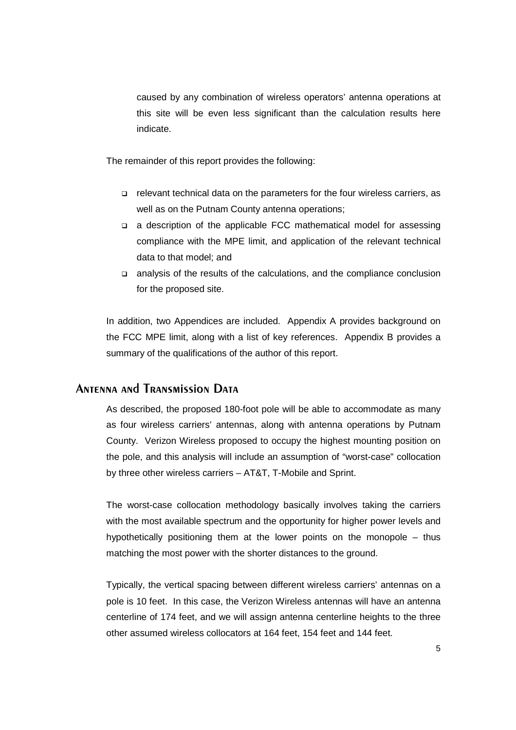caused by any combination of wireless operators' antenna operations at this site will be even less significant than the calculation results here indicate.

The remainder of this report provides the following:

- relevant technical data on the parameters for the four wireless carriers, as well as on the Putnam County antenna operations;
- a description of the applicable FCC mathematical model for assessing compliance with the MPE limit, and application of the relevant technical data to that model; and
- analysis of the results of the calculations, and the compliance conclusion for the proposed site.

In addition, two Appendices are included. Appendix A provides background on the FCC MPE limit, along with a list of key references. Appendix B provides a summary of the qualifications of the author of this report.

## Antenna and Transmission Data

As described, the proposed 180-foot pole will be able to accommodate as many as four wireless carriers' antennas, along with antenna operations by Putnam County. Verizon Wireless proposed to occupy the highest mounting position on the pole, and this analysis will include an assumption of "worst-case" collocation by three other wireless carriers – AT&T, T-Mobile and Sprint.

The worst-case collocation methodology basically involves taking the carriers with the most available spectrum and the opportunity for higher power levels and hypothetically positioning them at the lower points on the monopole – thus matching the most power with the shorter distances to the ground.

Typically, the vertical spacing between different wireless carriers' antennas on a pole is 10 feet. In this case, the Verizon Wireless antennas will have an antenna centerline of 174 feet, and we will assign antenna centerline heights to the three other assumed wireless collocators at 164 feet, 154 feet and 144 feet.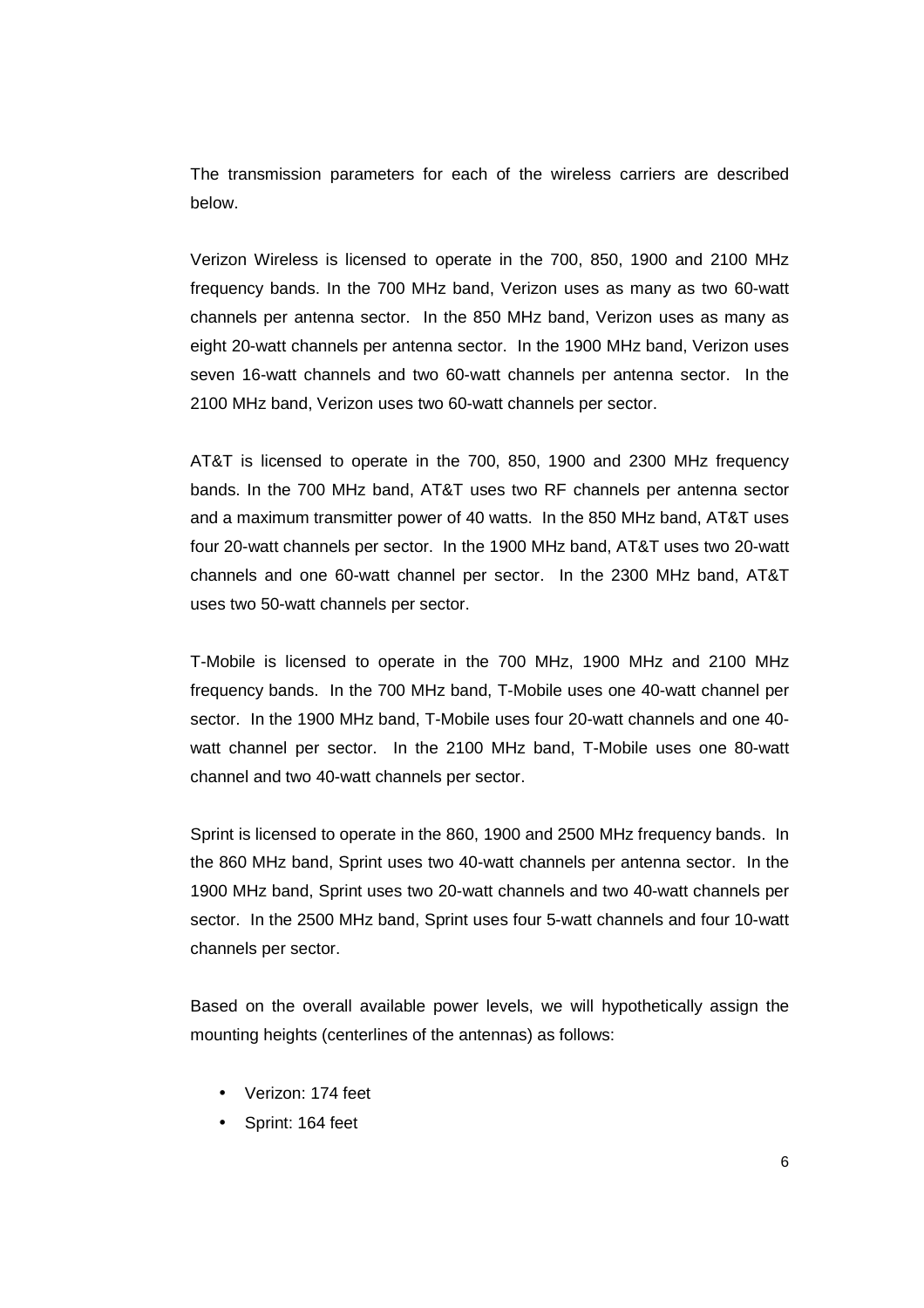The transmission parameters for each of the wireless carriers are described below.

Verizon Wireless is licensed to operate in the 700, 850, 1900 and 2100 MHz frequency bands. In the 700 MHz band, Verizon uses as many as two 60-watt channels per antenna sector. In the 850 MHz band, Verizon uses as many as eight 20-watt channels per antenna sector. In the 1900 MHz band, Verizon uses seven 16-watt channels and two 60-watt channels per antenna sector. In the 2100 MHz band, Verizon uses two 60-watt channels per sector.

AT&T is licensed to operate in the 700, 850, 1900 and 2300 MHz frequency bands. In the 700 MHz band, AT&T uses two RF channels per antenna sector and a maximum transmitter power of 40 watts. In the 850 MHz band, AT&T uses four 20-watt channels per sector. In the 1900 MHz band, AT&T uses two 20-watt channels and one 60-watt channel per sector. In the 2300 MHz band, AT&T uses two 50-watt channels per sector.

T-Mobile is licensed to operate in the 700 MHz, 1900 MHz and 2100 MHz frequency bands. In the 700 MHz band, T-Mobile uses one 40-watt channel per sector. In the 1900 MHz band, T-Mobile uses four 20-watt channels and one 40-watt channel per sector. In the 2100 MHz band, T-Mobile uses one 80-watt channel and two 40-watt channels per sector.

Sprint is licensed to operate in the 860, 1900 and 2500 MHz frequency bands. In the 860 MHz band, Sprint uses two 40-watt channels per antenna sector. In the 1900 MHz band, Sprint uses two 20-watt channels and two 40-watt channels per sector. In the 2500 MHz band, Sprint uses four 5-watt channels and four 10-watt channels per sector.

Based on the overall available power levels, we will hypothetically assign the mounting heights (centerlines of the antennas) as follows:

- Verizon: 174 feet
- Sprint: 164 feet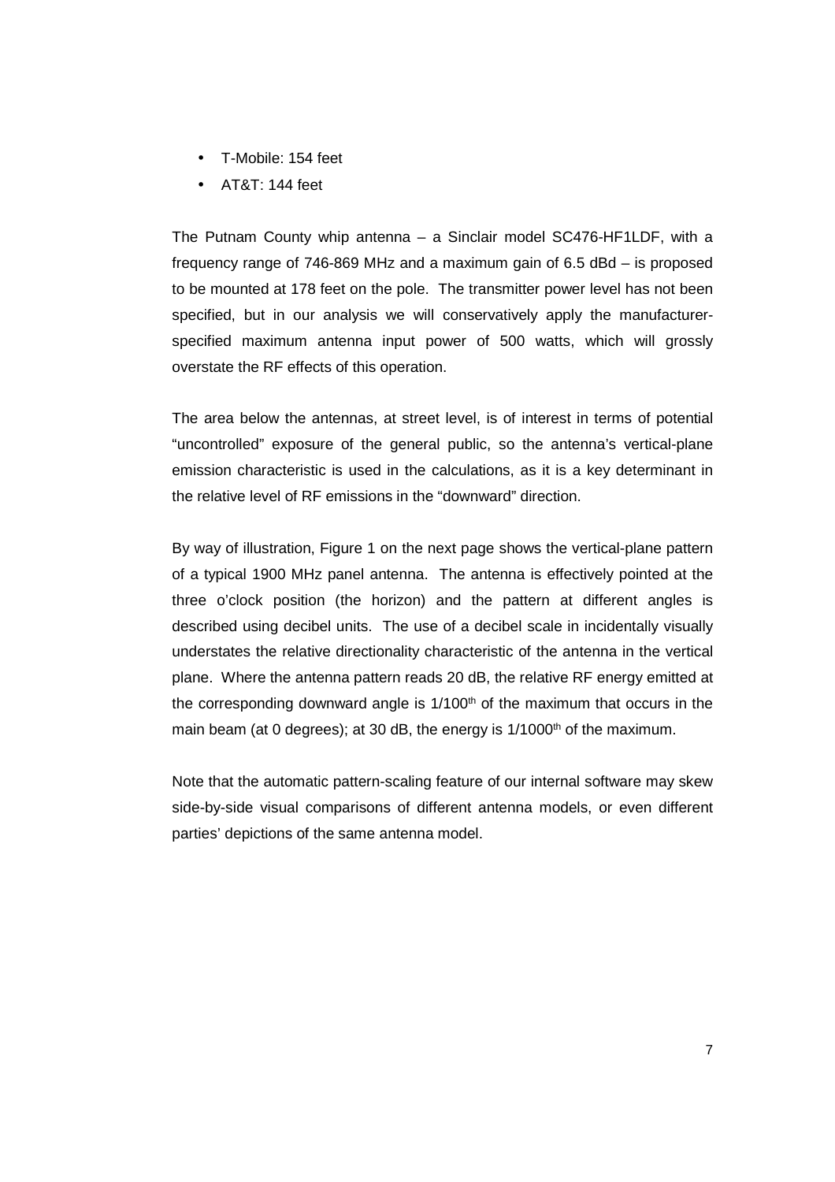- T-Mobile: 154 feet
- AT&T: 144 feet

The Putnam County whip antenna – a Sinclair model SC476-HF1LDF, with a frequency range of 746-869 MHz and a maximum gain of 6.5 dBd – is proposed to be mounted at 178 feet on the pole. The transmitter power level has not been specified, but in our analysis we will conservatively apply the manufacturer-specified maximum antenna input power of 500 watts, which will grossly overstate the RF effects of this operation.

The area below the antennas, at street level, is of interest in terms of potential "uncontrolled" exposure of the general public, so the antenna's vertical-plane emission characteristic is used in the calculations, as it is a key determinant in the relative level of RF emissions in the "downward" direction.

By way of illustration, Figure 1 on the next page shows the vertical-plane pattern of a typical 1900 MHz panel antenna. The antenna is effectively pointed at the three o'clock position (the horizon) and the pattern at different angles is described using decibel units. The use of a decibel scale in incidentally visually understates the relative directionality characteristic of the antenna in the vertical plane. Where the antenna pattern reads 20 dB, the relative RF energy emitted at the corresponding downward angle is 1/100th of the maximum that occurs in the main beam (at 0 degrees); at 30 dB, the energy is 1/1000th of the maximum.

Note that the automatic pattern-scaling feature of our internal software may skew side-by-side visual comparisons of different antenna models, or even different parties' depictions of the same antenna model.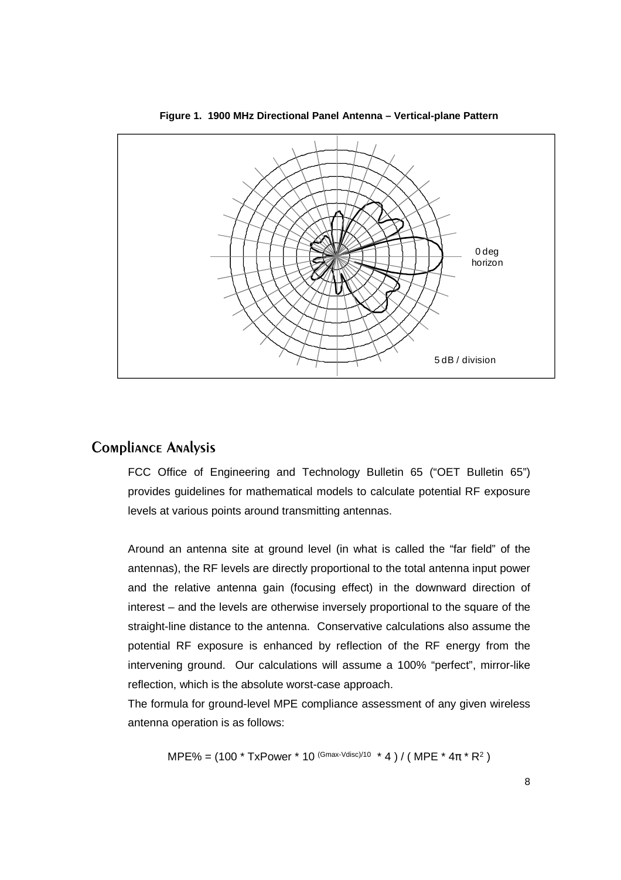**Figure 1. 1900 MHz Directional Panel Antenna – Vertical-plane Pattern**

0 deg horizon

5 dB / division

## Compliance Analysis

FCC Office of Engineering and Technology Bulletin 65 ("OET Bulletin 65") provides guidelines for mathematical models to calculate potential RF exposure levels at various points around transmitting antennas.

Around an antenna site at ground level (in what is called the "far field" of the antennas), the RF levels are directly proportional to the total antenna input power and the relative antenna gain (focusing effect) in the downward direction of interest – and the levels are otherwise inversely proportional to the square of the straight-line distance to the antenna. Conservative calculations also assume the potential RF exposure is enhanced by reflection of the RF energy from the intervening ground. Our calculations will assume a 100% "perfect", mirror-like reflection, which is the absolute worst-case approach.

The formula for ground-level MPE compliance assessment of any given wireless antenna operation is as follows:

$$MPE\% = (100 * TxPower * 10^{(Gmax-Vdisc)/10} * 4) / (MPE * 4\pi * R^2)$$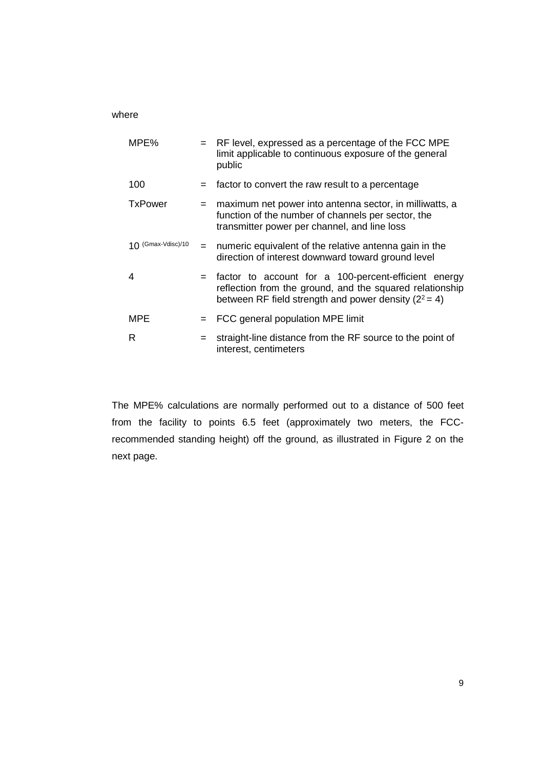where

| | | |
|---|---|---|
| MPE% | = | RF level, expressed as a percentage of the FCC MPE limit applicable to continuous exposure of the general public |
| 100 | = | factor to convert the raw result to a percentage |
| TxPower | = | maximum net power into antenna sector, in milliwatts, a function of the number of channels per sector, the transmitter power per channel, and line loss |
| $10^{(Gmax-Vdisc)/10}$ | = | numeric equivalent of the relative antenna gain in the direction of interest downward toward ground level |
| 4 | = | factor to account for a 100-percent-efficient energy reflection from the ground, and the squared relationship between RF field strength and power density ($2^2 = 4$) |
| MPE | = | FCC general population MPE limit |
| R | = | straight-line distance from the RF source to the point of interest, centimeters |

The MPE% calculations are normally performed out to a distance of 500 feet from the facility to points 6.5 feet (approximately two meters, the FCC-recommended standing height) off the ground, as illustrated in Figure 2 on the next page.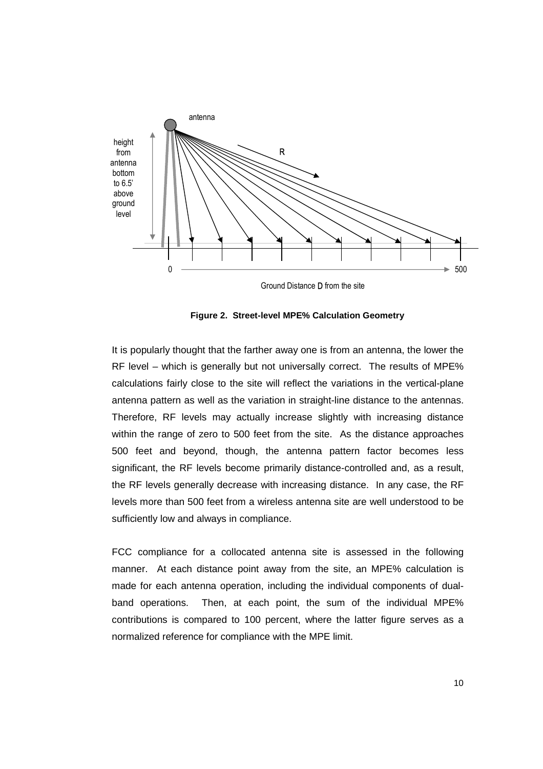**Figure 2. Street-level MPE% Calculation Geometry**

It is popularly thought that the farther away one is from an antenna, the lower the RF level – which is generally but not universally correct. The results of MPE% calculations fairly close to the site will reflect the variations in the vertical-plane antenna pattern as well as the variation in straight-line distance to the antennas. Therefore, RF levels may actually increase slightly with increasing distance within the range of zero to 500 feet from the site. As the distance approaches 500 feet and beyond, though, the antenna pattern factor becomes less significant, the RF levels become primarily distance-controlled and, as a result, the RF levels generally decrease with increasing distance. In any case, the RF levels more than 500 feet from a wireless antenna site are well understood to be sufficiently low and always in compliance.

FCC compliance for a collocated antenna site is assessed in the following manner. At each distance point away from the site, an MPE% calculation is made for each antenna operation, including the individual components of dual-band operations. Then, at each point, the sum of the individual MPE% contributions is compared to 100 percent, where the latter figure serves as a normalized reference for compliance with the MPE limit.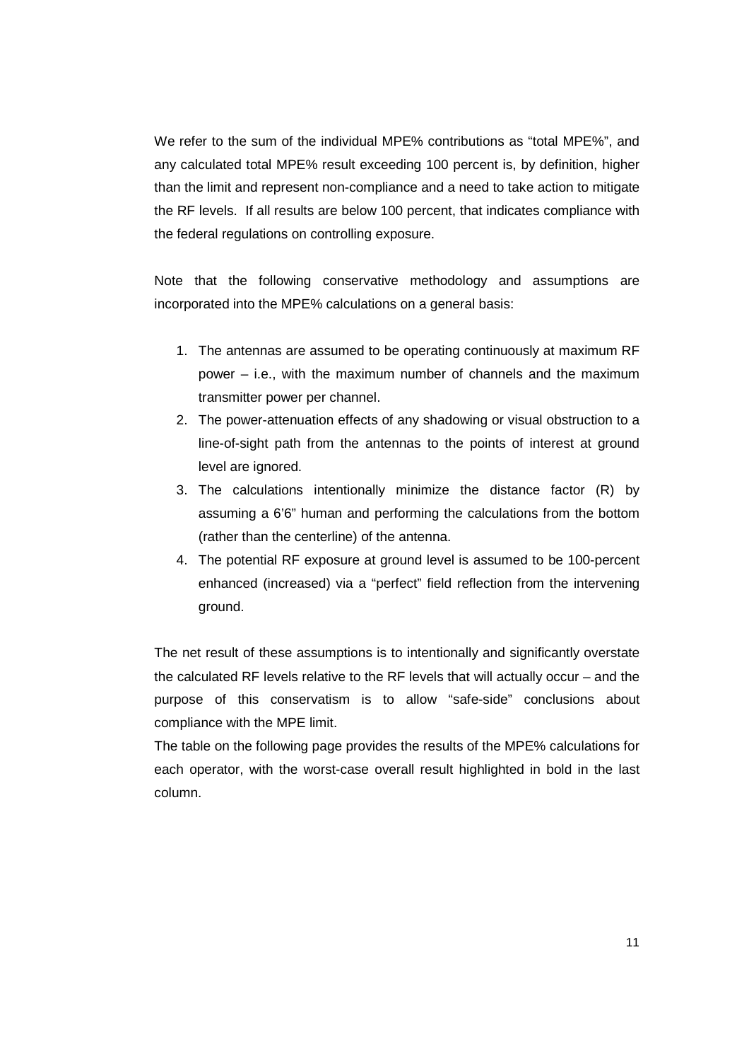We refer to the sum of the individual MPE% contributions as "total MPE%", and any calculated total MPE% result exceeding 100 percent is, by definition, higher than the limit and represent non-compliance and a need to take action to mitigate the RF levels. If all results are below 100 percent, that indicates compliance with the federal regulations on controlling exposure.

Note that the following conservative methodology and assumptions are incorporated into the MPE% calculations on a general basis:

1. The antennas are assumed to be operating continuously at maximum RF power – i.e., with the maximum number of channels and the maximum transmitter power per channel.
2. The power-attenuation effects of any shadowing or visual obstruction to a line-of-sight path from the antennas to the points of interest at ground level are ignored.
3. The calculations intentionally minimize the distance factor (R) by assuming a 6'6" human and performing the calculations from the bottom (rather than the centerline) of the antenna.
4. The potential RF exposure at ground level is assumed to be 100-percent enhanced (increased) via a "perfect" field reflection from the intervening ground.

The net result of these assumptions is to intentionally and significantly overstate the calculated RF levels relative to the RF levels that will actually occur – and the purpose of this conservatism is to allow "safe-side" conclusions about compliance with the MPE limit.

The table on the following page provides the results of the MPE% calculations for each operator, with the worst-case overall result highlighted in bold in the last column.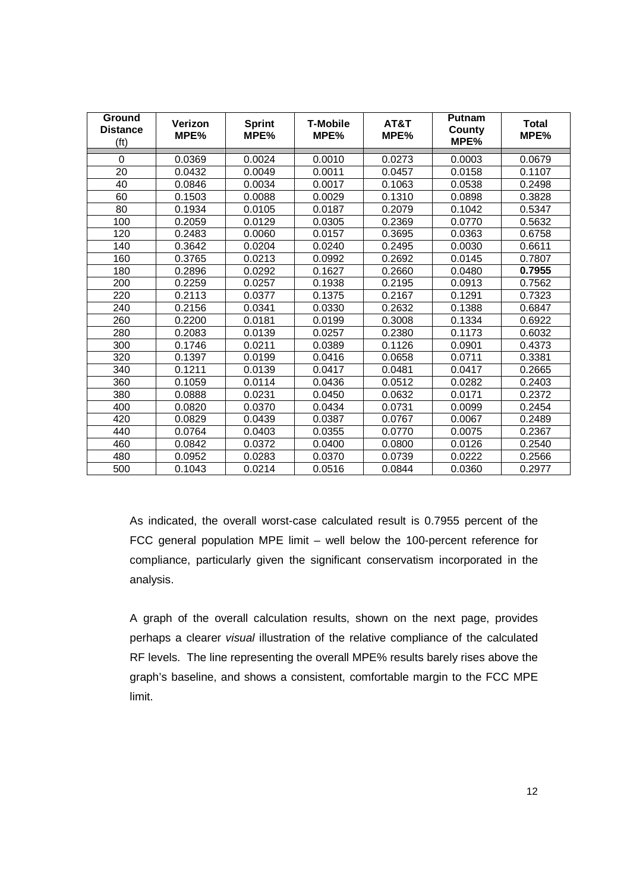| Ground Distance (ft) | Verizon MPE% | Sprint MPE% | T-Mobile MPE% | AT&T MPE% | Putnam County MPE% | Total MPE% |
|---|---|---|---|---|---|---|
| 0 | 0.0369 | 0.0024 | 0.0010 | 0.0273 | 0.0003 | 0.0679 |
| 20 | 0.0432 | 0.0049 | 0.0011 | 0.0457 | 0.0158 | 0.1107 |
| 40 | 0.0846 | 0.0034 | 0.0017 | 0.1063 | 0.0538 | 0.2498 |
| 60 | 0.1503 | 0.0088 | 0.0029 | 0.1310 | 0.0898 | 0.3828 |
| 80 | 0.1934 | 0.0105 | 0.0187 | 0.2079 | 0.1042 | 0.5347 |
| 100 | 0.2059 | 0.0129 | 0.0305 | 0.2369 | 0.0770 | 0.5632 |
| 120 | 0.2483 | 0.0060 | 0.0157 | 0.3695 | 0.0363 | 0.6758 |
| 140 | 0.3642 | 0.0204 | 0.0240 | 0.2495 | 0.0030 | 0.6611 |
| 160 | 0.3765 | 0.0213 | 0.0992 | 0.2692 | 0.0145 | 0.7807 |
| 180 | 0.2896 | 0.0292 | 0.1627 | 0.2660 | 0.0480 | **0.7955** |
| 200 | 0.2259 | 0.0257 | 0.1938 | 0.2195 | 0.0913 | 0.7562 |
| 220 | 0.2113 | 0.0377 | 0.1375 | 0.2167 | 0.1291 | 0.7323 |
| 240 | 0.2156 | 0.0341 | 0.0330 | 0.2632 | 0.1388 | 0.6847 |
| 260 | 0.2200 | 0.0181 | 0.0199 | 0.3008 | 0.1334 | 0.6922 |
| 280 | 0.2083 | 0.0139 | 0.0257 | 0.2380 | 0.1173 | 0.6032 |
| 300 | 0.1746 | 0.0211 | 0.0389 | 0.1126 | 0.0901 | 0.4373 |
| 320 | 0.1397 | 0.0199 | 0.0416 | 0.0658 | 0.0711 | 0.3381 |
| 340 | 0.1211 | 0.0139 | 0.0417 | 0.0481 | 0.0417 | 0.2665 |
| 360 | 0.1059 | 0.0114 | 0.0436 | 0.0512 | 0.0282 | 0.2403 |
| 380 | 0.0888 | 0.0231 | 0.0450 | 0.0632 | 0.0171 | 0.2372 |
| 400 | 0.0820 | 0.0370 | 0.0434 | 0.0731 | 0.0099 | 0.2454 |
| 420 | 0.0829 | 0.0439 | 0.0387 | 0.0767 | 0.0067 | 0.2489 |
| 440 | 0.0764 | 0.0403 | 0.0355 | 0.0770 | 0.0075 | 0.2367 |
| 460 | 0.0842 | 0.0372 | 0.0400 | 0.0800 | 0.0126 | 0.2540 |
| 480 | 0.0952 | 0.0283 | 0.0370 | 0.0739 | 0.0222 | 0.2566 |
| 500 | 0.1043 | 0.0214 | 0.0516 | 0.0844 | 0.0360 | 0.2977 |

As indicated, the overall worst-case calculated result is 0.7955 percent of the FCC general population MPE limit – well below the 100-percent reference for compliance, particularly given the significant conservatism incorporated in the analysis.

A graph of the overall calculation results, shown on the next page, provides perhaps a clearer *visual* illustration of the relative compliance of the calculated RF levels. The line representing the overall MPE% results barely rises above the graph's baseline, and shows a consistent, comfortable margin to the FCC MPE limit.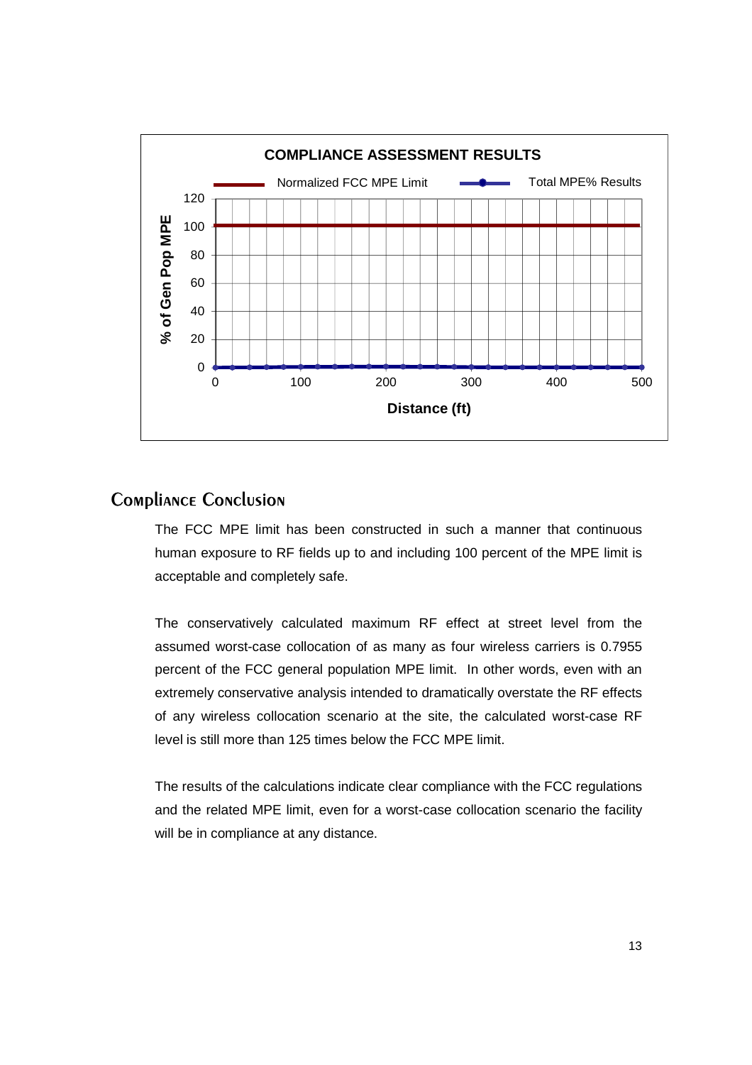## Compliance Conclusion

The FCC MPE limit has been constructed in such a manner that continuous human exposure to RF fields up to and including 100 percent of the MPE limit is acceptable and completely safe.

The conservatively calculated maximum RF effect at street level from the assumed worst-case collocation of as many as four wireless carriers is 0.7955 percent of the FCC general population MPE limit. In other words, even with an extremely conservative analysis intended to dramatically overstate the RF effects of any wireless collocation scenario at the site, the calculated worst-case RF level is still more than 125 times below the FCC MPE limit.

The results of the calculations indicate clear compliance with the FCC regulations and the related MPE limit, even for a worst-case collocation scenario the facility will be in compliance at any distance.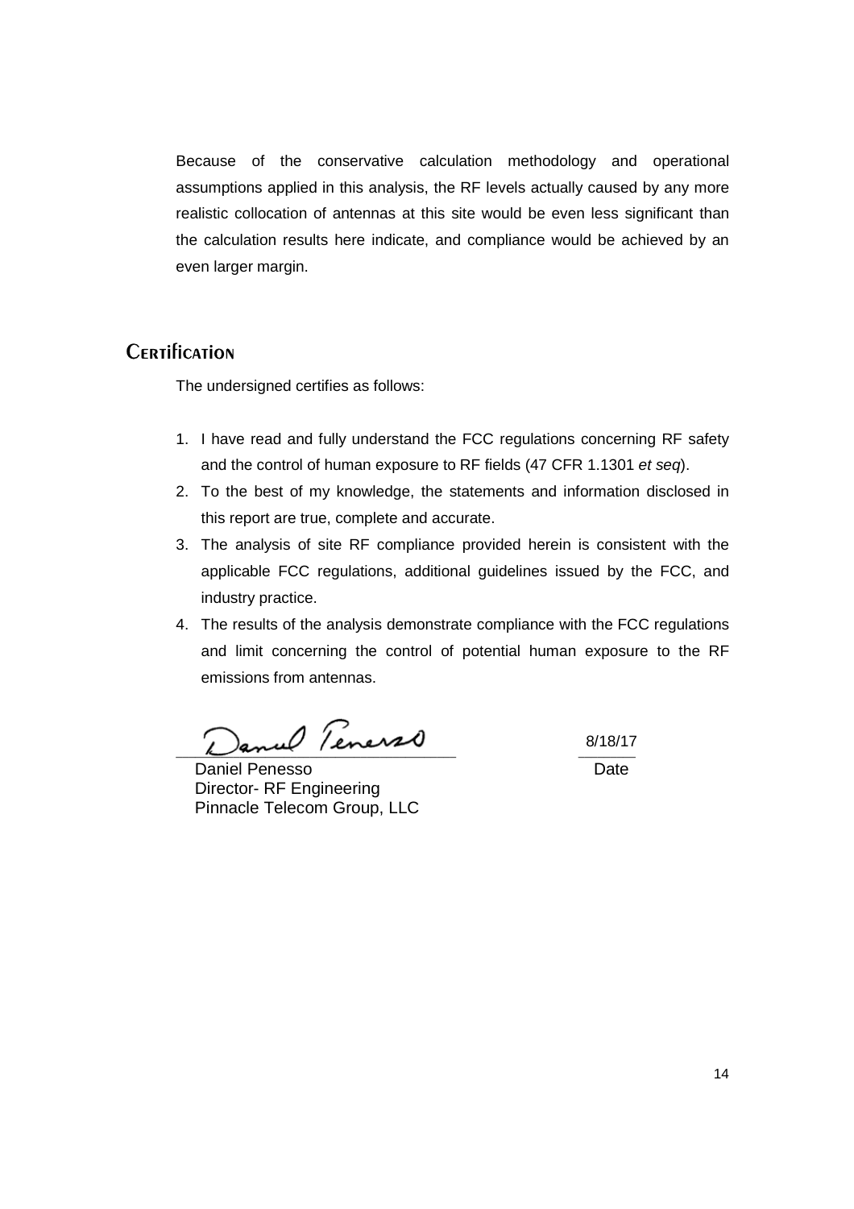Because of the conservative calculation methodology and operational assumptions applied in this analysis, the RF levels actually caused by any more realistic collocation of antennas at this site would be even less significant than the calculation results here indicate, and compliance would be achieved by an even larger margin.

## Certification

The undersigned certifies as follows:

1. I have read and fully understand the FCC regulations concerning RF safety and the control of human exposure to RF fields (47 CFR 1.1301 *et seq*).
2. To the best of my knowledge, the statements and information disclosed in this report are true, complete and accurate.
3. The analysis of site RF compliance provided herein is consistent with the applicable FCC regulations, additional guidelines issued by the FCC, and industry practice.
4. The results of the analysis demonstrate compliance with the FCC regulations and limit concerning the control of potential human exposure to the RF emissions from antennas.

Daniel Penesso
Director- RF Engineering
Pinnacle Telecom Group, LLC

8/18/17
Date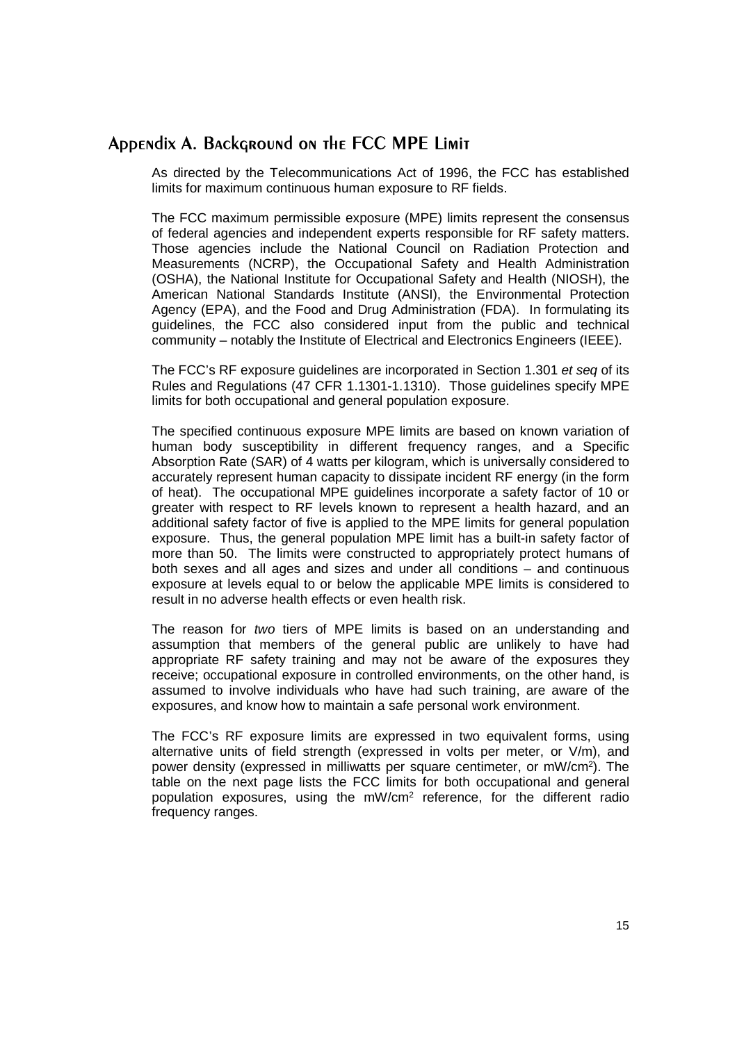## Appendix A. Background on the FCC MPE Limit

As directed by the Telecommunications Act of 1996, the FCC has established limits for maximum continuous human exposure to RF fields.

The FCC maximum permissible exposure (MPE) limits represent the consensus of federal agencies and independent experts responsible for RF safety matters. Those agencies include the National Council on Radiation Protection and Measurements (NCRP), the Occupational Safety and Health Administration (OSHA), the National Institute for Occupational Safety and Health (NIOSH), the American National Standards Institute (ANSI), the Environmental Protection Agency (EPA), and the Food and Drug Administration (FDA). In formulating its guidelines, the FCC also considered input from the public and technical community – notably the Institute of Electrical and Electronics Engineers (IEEE).

The FCC's RF exposure guidelines are incorporated in Section 1.301 *et seq* of its Rules and Regulations (47 CFR 1.1301-1.1310). Those guidelines specify MPE limits for both occupational and general population exposure.

The specified continuous exposure MPE limits are based on known variation of human body susceptibility in different frequency ranges, and a Specific Absorption Rate (SAR) of 4 watts per kilogram, which is universally considered to accurately represent human capacity to dissipate incident RF energy (in the form of heat). The occupational MPE guidelines incorporate a safety factor of 10 or greater with respect to RF levels known to represent a health hazard, and an additional safety factor of five is applied to the MPE limits for general population exposure. Thus, the general population MPE limit has a built-in safety factor of more than 50. The limits were constructed to appropriately protect humans of both sexes and all ages and sizes and under all conditions – and continuous exposure at levels equal to or below the applicable MPE limits is considered to result in no adverse health effects or even health risk.

The reason for *two* tiers of MPE limits is based on an understanding and assumption that members of the general public are unlikely to have had appropriate RF safety training and may not be aware of the exposures they receive; occupational exposure in controlled environments, on the other hand, is assumed to involve individuals who have had such training, are aware of the exposures, and know how to maintain a safe personal work environment.

The FCC's RF exposure limits are expressed in two equivalent forms, using alternative units of field strength (expressed in volts per meter, or V/m), and power density (expressed in milliwatts per square centimeter, or $mW/cm^2$). The table on the next page lists the FCC limits for both occupational and general population exposures, using the $mW/cm^2$ reference, for the different radio frequency ranges.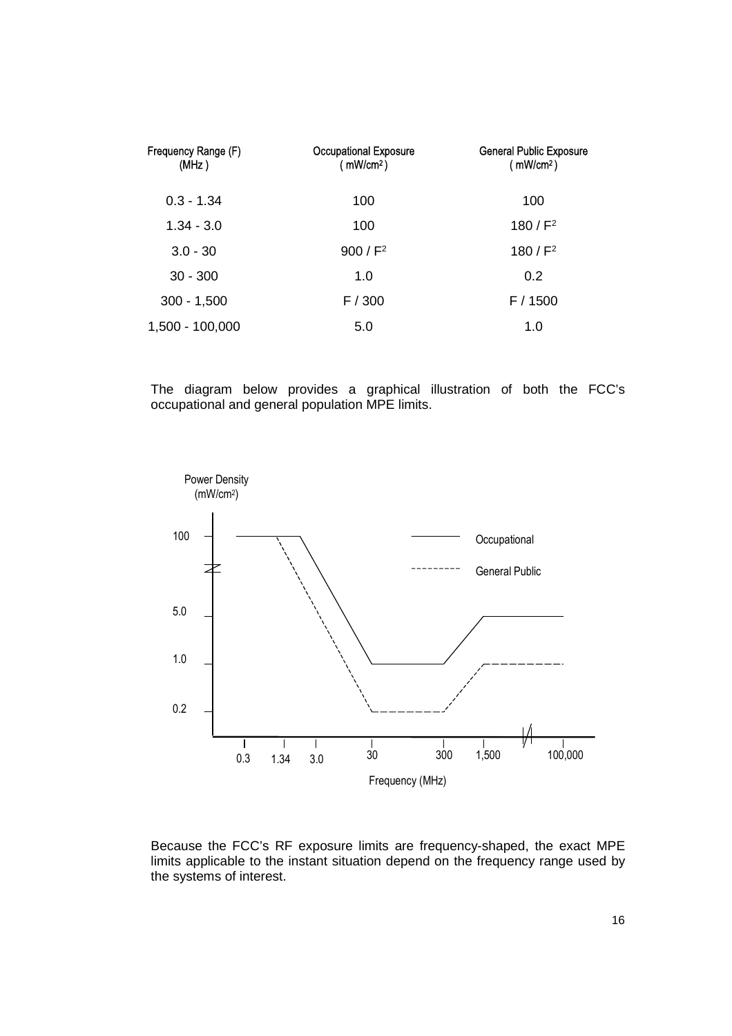| Frequency Range (F) (MHz) | Occupational Exposure ( $mW/cm^2$ ) | General Public Exposure ( $mW/cm^2$ ) |
|---|---|---|
| 0.3 - 1.34 | 100 | 100 |
| 1.34 - 3.0 | 100 | $180 / F^2$ |
| 3.0 - 30 | $900 / F^2$ | $180 / F^2$ |
| 30 - 300 | 1.0 | 0.2 |
| 300 - 1,500 | F / 300 | F / 1500 |
| 1,500 - 100,000 | 5.0 | 1.0 |

The diagram below provides a graphical illustration of both the FCC's occupational and general population MPE limits.

Power Density ($mW/cm^2$)

Occupational

General Public

Frequency (MHz)

Because the FCC's RF exposure limits are frequency-shaped, the exact MPE limits applicable to the instant situation depend on the frequency range used by the systems of interest.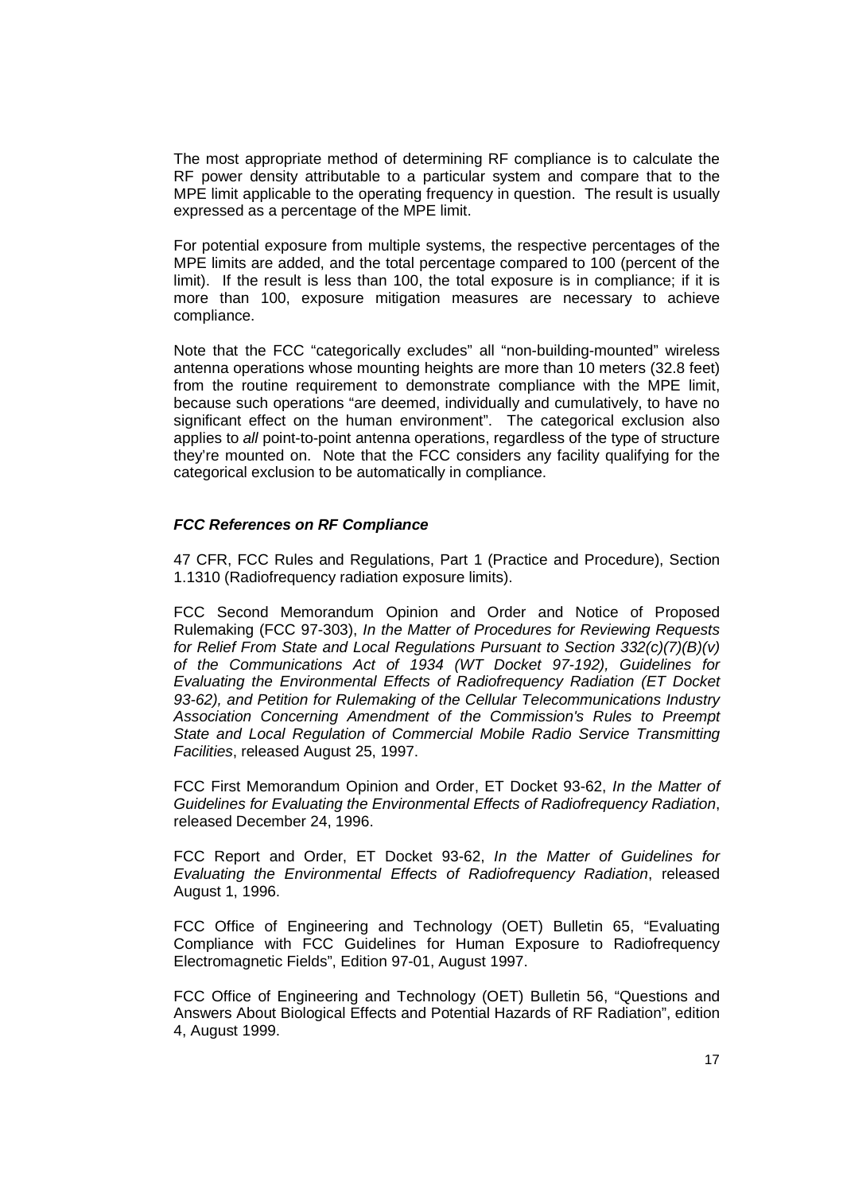The most appropriate method of determining RF compliance is to calculate the RF power density attributable to a particular system and compare that to the MPE limit applicable to the operating frequency in question. The result is usually expressed as a percentage of the MPE limit.

For potential exposure from multiple systems, the respective percentages of the MPE limits are added, and the total percentage compared to 100 (percent of the limit). If the result is less than 100, the total exposure is in compliance; if it is more than 100, exposure mitigation measures are necessary to achieve compliance.

Note that the FCC "categorically excludes" all "non-building-mounted" wireless antenna operations whose mounting heights are more than 10 meters (32.8 feet) from the routine requirement to demonstrate compliance with the MPE limit, because such operations "are deemed, individually and cumulatively, to have no significant effect on the human environment". The categorical exclusion also applies to *all* point-to-point antenna operations, regardless of the type of structure they're mounted on. Note that the FCC considers any facility qualifying for the categorical exclusion to be automatically in compliance.

### ***FCC References on RF Compliance***

47 CFR, FCC Rules and Regulations, Part 1 (Practice and Procedure), Section 1.1310 (Radiofrequency radiation exposure limits).

FCC Second Memorandum Opinion and Order and Notice of Proposed Rulemaking (FCC 97-303), *In the Matter of Procedures for Reviewing Requests for Relief From State and Local Regulations Pursuant to Section 332(c)(7)(B)(v) of the Communications Act of 1934 (WT Docket 97-192), Guidelines for Evaluating the Environmental Effects of Radiofrequency Radiation (ET Docket 93-62), and Petition for Rulemaking of the Cellular Telecommunications Industry Association Concerning Amendment of the Commission's Rules to Preempt State and Local Regulation of Commercial Mobile Radio Service Transmitting Facilities*, released August 25, 1997.

FCC First Memorandum Opinion and Order, ET Docket 93-62, *In the Matter of Guidelines for Evaluating the Environmental Effects of Radiofrequency Radiation*, released December 24, 1996.

FCC Report and Order, ET Docket 93-62, *In the Matter of Guidelines for Evaluating the Environmental Effects of Radiofrequency Radiation*, released August 1, 1996.

FCC Office of Engineering and Technology (OET) Bulletin 65, "Evaluating Compliance with FCC Guidelines for Human Exposure to Radiofrequency Electromagnetic Fields", Edition 97-01, August 1997.

FCC Office of Engineering and Technology (OET) Bulletin 56, "Questions and Answers About Biological Effects and Potential Hazards of RF Radiation", edition 4, August 1999.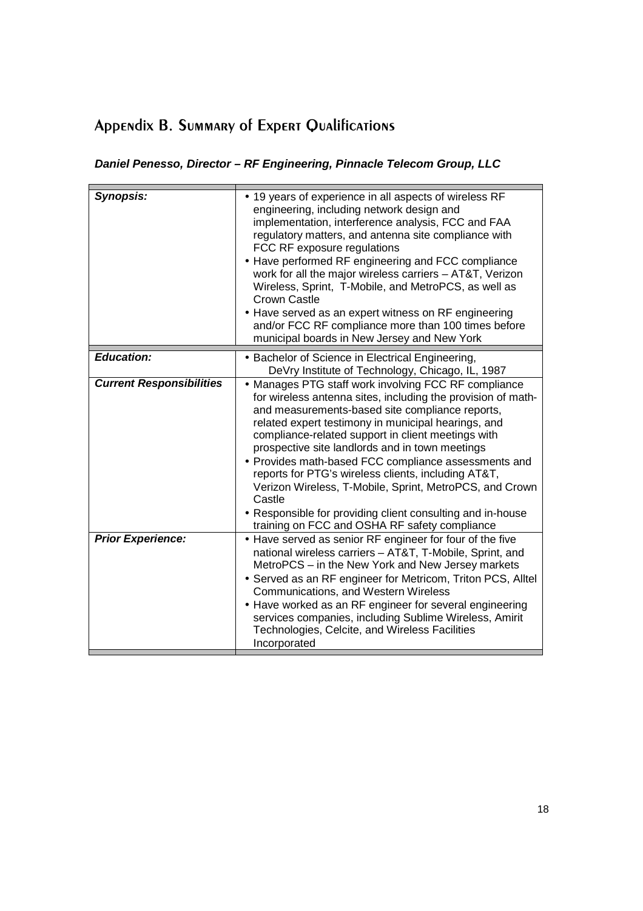# Appendix B. Summary of Expert Qualifications

***Daniel Penesso, Director – RF Engineering, Pinnacle Telecom Group, LLC***

| | |
|---|---|
| ***Synopsis:*** | • 19 years of experience in all aspects of wireless RF engineering, including network design and implementation, interference analysis, FCC and FAA regulatory matters, and antenna site compliance with FCC RF exposure regulations<br>• Have performed RF engineering and FCC compliance work for all the major wireless carriers – AT&T, Verizon Wireless, Sprint, T-Mobile, and MetroPCS, as well as Crown Castle<br>• Have served as an expert witness on RF engineering and/or FCC RF compliance more than 100 times before municipal boards in New Jersey and New York |
| ***Education:*** | • Bachelor of Science in Electrical Engineering, DeVry Institute of Technology, Chicago, IL, 1987 |
| ***Current Responsibilities*** | • Manages PTG staff work involving FCC RF compliance for wireless antenna sites, including the provision of math- and measurements-based site compliance reports, related expert testimony in municipal hearings, and compliance-related support in client meetings with prospective site landlords and in town meetings<br>• Provides math-based FCC compliance assessments and reports for PTG's wireless clients, including AT&T, Verizon Wireless, T-Mobile, Sprint, MetroPCS, and Crown Castle<br>• Responsible for providing client consulting and in-house training on FCC and OSHA RF safety compliance |
| ***Prior Experience:*** | • Have served as senior RF engineer for four of the five national wireless carriers – AT&T, T-Mobile, Sprint, and MetroPCS – in the New York and New Jersey markets<br>• Served as an RF engineer for Metricom, Triton PCS, Alltel Communications, and Western Wireless<br>• Have worked as an RF engineer for several engineering services companies, including Sublime Wireless, Amirit Technologies, Celcite, and Wireless Facilities Incorporated |